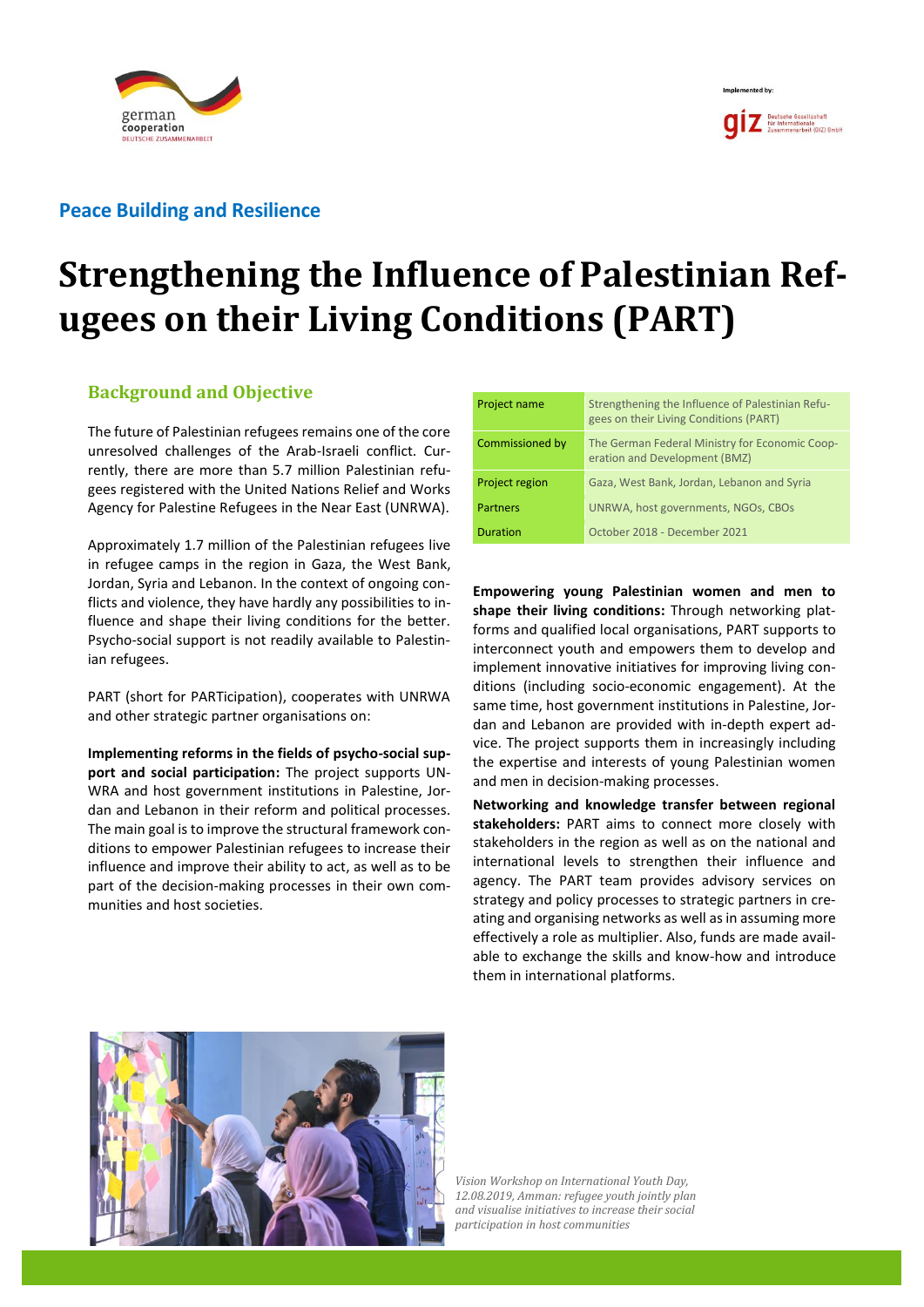Implemented by:

## Peace Building and Resilience

# Strengthening the Influence of Palestinian Refugees on their Living Conditions (PART)

## Background and Objective

The future of Palestinian refugees remains one of the core unresolved challenges of the Arab-Israeli conflict. Currently, there are more than 5.7 million Palestinian refugees registered with the United Nations Relief and Works Agency for Palestine Refugees in the Near East (UNRWA).

Approximately 1.7 million of the Palestinian refugees live in refugee camps in the region in Gaza, the West Bank, Jordan, Syria and Lebanon. In the context of ongoing conflicts and violence, they have hardly any possibilities to influence and shape their living conditions for the better. Psycho-social support is not readily available to Palestinian refugees.

PART (short for PARTicipation), cooperates with UNRWA and other strategic partner organisations on:

**Implementing reforms in the fields of psycho-social support and social participation:** The project supports UNWRA and host government institutions in Palestine, Jordan and Lebanon in their reform and political processes. The main goal is to improve the structural framework conditions to empower Palestinian refugees to increase their influence and improve their ability to act, as well as to be part of the decision-making processes in their own communities and host societies.

| Project name | Strengthening the Influence of Palestinian Refugees on their Living Conditions (PART) |
|---|---|
| Commissioned by | The German Federal Ministry for Economic Cooperation and Development (BMZ) |
| Project region | Gaza, West Bank, Jordan, Lebanon and Syria |
| Partners | UNRWA, host governments, NGOs, CBOs |
| Duration | October 2018 - December 2021 |

**Empowering young Palestinian women and men to shape their living conditions:** Through networking platforms and qualified local organisations, PART supports to interconnect youth and empowers them to develop and implement innovative initiatives for improving living conditions (including socio-economic engagement). At the same time, host government institutions in Palestine, Jordan and Lebanon are provided with in-depth expert advice. The project supports them in increasingly including the expertise and interests of young Palestinian women and men in decision-making processes.

**Networking and knowledge transfer between regional stakeholders:** PART aims to connect more closely with stakeholders in the region as well as on the national and international levels to strengthen their influence and agency. The PART team provides advisory services on strategy and policy processes to strategic partners in creating and organising networks as well as in assuming more effectively a role as multiplier. Also, funds are made available to exchange the skills and know-how and introduce them in international platforms.

*Vision Workshop on International Youth Day, 12.08.2019, Amman: refugee youth jointly plan and visualise initiatives to increase their social participation in host communities*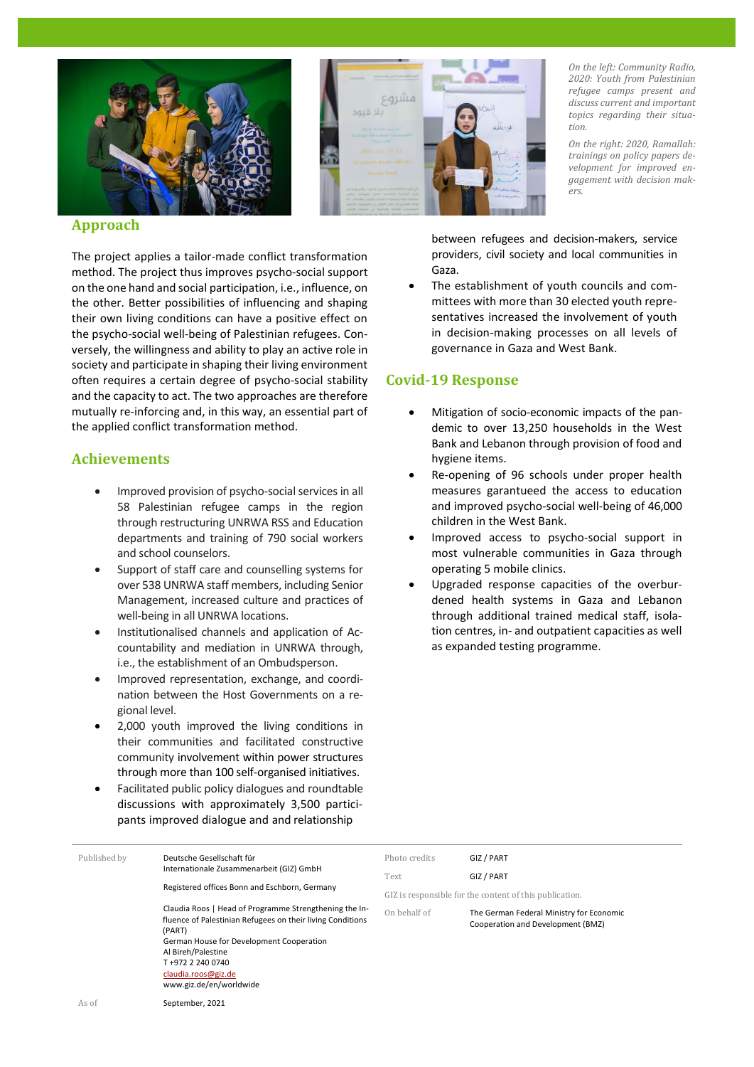*On the left: Community Radio, 2020: Youth from Palestinian refugee camps present and discuss current and important topics regarding their situation.*

*On the right: 2020, Ramallah: trainings on policy papers development for improved engagement with decision makers.*

## Approach

The project applies a tailor-made conflict transformation method. The project thus improves psycho-social support on the one hand and social participation, i.e., influence, on the other. Better possibilities of influencing and shaping their own living conditions can have a positive effect on the psycho-social well-being of Palestinian refugees. Conversely, the willingness and ability to play an active role in society and participate in shaping their living environment often requires a certain degree of psycho-social stability and the capacity to act. The two approaches are therefore mutually re-inforcing and, in this way, an essential part of the applied conflict transformation method.

## Achievements

- Improved provision of psycho-social services in all 58 Palestinian refugee camps in the region through restructuring UNRWA RSS and Education departments and training of 790 social workers and school counselors.
- Support of staff care and counselling systems for over 538 UNRWA staff members, including Senior Management, increased culture and practices of well-being in all UNRWA locations.
- Institutionalised channels and application of Accountability and mediation in UNRWA through, i.e., the establishment of an Ombudsperson.
- Improved representation, exchange, and coordination between the Host Governments on a regional level.
- 2,000 youth improved the living conditions in their communities and facilitated constructive community involvement within power structures through more than 100 self-organised initiatives.
- Facilitated public policy dialogues and roundtable discussions with approximately 3,500 participants improved dialogue and and relationship between refugees and decision-makers, service providers, civil society and local communities in Gaza.
- The establishment of youth councils and committees with more than 30 elected youth representatives increased the involvement of youth in decision-making processes on all levels of governance in Gaza and West Bank.

## Covid-19 Response

- Mitigation of socio-economic impacts of the pandemic to over 13,250 households in the West Bank and Lebanon through provision of food and hygiene items.
- Re-opening of 96 schools under proper health measures garantueed the access to education and improved psycho-social well-being of 46,000 children in the West Bank.
- Improved access to psycho-social support in most vulnerable communities in Gaza through operating 5 mobile clinics.
- Upgraded response capacities of the overburdened health systems in Gaza and Lebanon through additional trained medical staff, isolation centres, in- and outpatient capacities as well as expanded testing programme.

| | |
|---|---|
| Published by | Deutsche Gesellschaft für Internationale Zusammenarbeit (GIZ) GmbH<br><br>Registered offices Bonn and Eschborn, Germany<br><br>Claudia Roos \| Head of Programme Strengthening the Influence of Palestinian Refugees on their living Conditions (PART)<br>German House for Development Cooperation<br>Al Bireh/Palestine<br>T +972 2 240 0740<br>claudia.roos@giz.de<br>www.giz.de/en/worldwide |
| As of | September, 2021 |
| Photo credits | GIZ / PART |
| Text | GIZ / PART |
| | GIZ is responsible for the content of this publication. |
| On behalf of | The German Federal Ministry for Economic Cooperation and Development (BMZ) |